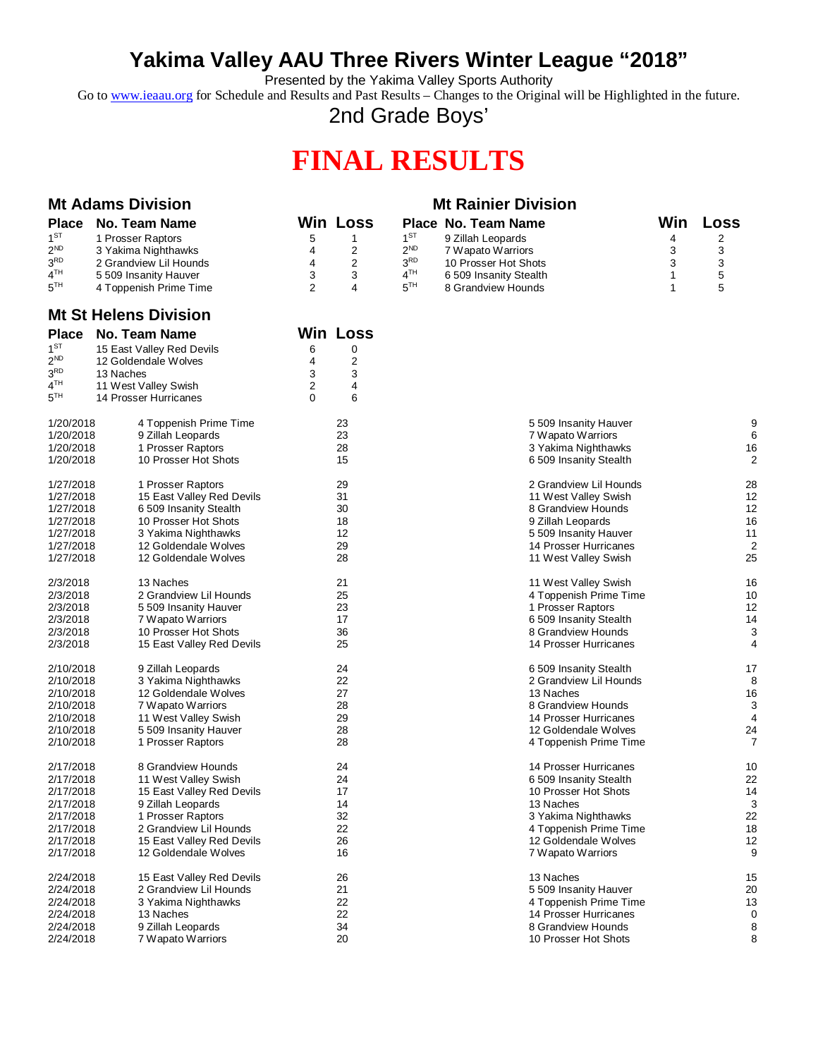# Yakima Valley AAU Three Rivers Winter League "2018"

Presented by the Yakima Valley Sports Authority

Go to www.ieaau.org for Schedule and Results and Past Results – Changes to the Original will be Highlighted in the future.

2nd Grade Boys'

# FINAL RESULTS

## Mt Adams Division

| Place | No. Team Name | Win | Loss |
|---|---|---|---|
| 1ST | 1 Prosser Raptors | 5 | 1 |
| 2ND | 3 Yakima Nighthawks | 4 | 2 |
| 3RD | 2 Grandview Lil Hounds | 4 | 2 |
| 4TH | 5 509 Insanity Hauver | 3 | 3 |
| 5TH | 4 Toppenish Prime Time | 2 | 4 |

## Mt Rainier Division

| Place | No. Team Name | Win | Loss |
|---|---|---|---|
| 1ST | 9 Zillah Leopards | 4 | 2 |
| 2ND | 7 Wapato Warriors | 3 | 3 |
| 3RD | 10 Prosser Hot Shots | 3 | 3 |
| 4TH | 6 509 Insanity Stealth | 1 | 5 |
| 5TH | 8 Grandview Hounds | 1 | 5 |

## Mt St Helens Division

| Place | No. Team Name | Win | Loss |
|---|---|---|---|
| 1ST | 15 East Valley Red Devils | 6 | 0 |
| 2ND | 12 Goldendale Wolves | 4 | 2 |
| 3RD | 13 Naches | 3 | 3 |
| 4TH | 11 West Valley Swish | 2 | 4 |
| 5TH | 14 Prosser Hurricanes | 0 | 6 |

| Date | Team | Score | Team | Score |
|---|---|---|---|---|
| 1/20/2018 | 4 Toppenish Prime Time | 23 | 5 509 Insanity Hauver | 9 |
| 1/20/2018 | 9 Zillah Leopards | 23 | 7 Wapato Warriors | 6 |
| 1/20/2018 | 1 Prosser Raptors | 28 | 3 Yakima Nighthawks | 16 |
| 1/20/2018 | 10 Prosser Hot Shots | 15 | 6 509 Insanity Stealth | 2 |
| 1/27/2018 | 1 Prosser Raptors | 29 | 2 Grandview Lil Hounds | 28 |
| 1/27/2018 | 15 East Valley Red Devils | 31 | 11 West Valley Swish | 12 |
| 1/27/2018 | 6 509 Insanity Stealth | 30 | 8 Grandview Hounds | 12 |
| 1/27/2018 | 10 Prosser Hot Shots | 18 | 9 Zillah Leopards | 16 |
| 1/27/2018 | 3 Yakima Nighthawks | 12 | 5 509 Insanity Hauver | 11 |
| 1/27/2018 | 12 Goldendale Wolves | 29 | 14 Prosser Hurricanes | 2 |
| 1/27/2018 | 12 Goldendale Wolves | 28 | 11 West Valley Swish | 25 |
| 2/3/2018 | 13 Naches | 21 | 11 West Valley Swish | 16 |
| 2/3/2018 | 2 Grandview Lil Hounds | 25 | 4 Toppenish Prime Time | 10 |
| 2/3/2018 | 5 509 Insanity Hauver | 23 | 1 Prosser Raptors | 12 |
| 2/3/2018 | 7 Wapato Warriors | 17 | 6 509 Insanity Stealth | 14 |
| 2/3/2018 | 10 Prosser Hot Shots | 36 | 8 Grandview Hounds | 3 |
| 2/3/2018 | 15 East Valley Red Devils | 25 | 14 Prosser Hurricanes | 4 |
| 2/10/2018 | 9 Zillah Leopards | 24 | 6 509 Insanity Stealth | 17 |
| 2/10/2018 | 3 Yakima Nighthawks | 22 | 2 Grandview Lil Hounds | 8 |
| 2/10/2018 | 12 Goldendale Wolves | 27 | 13 Naches | 16 |
| 2/10/2018 | 7 Wapato Warriors | 28 | 8 Grandview Hounds | 3 |
| 2/10/2018 | 11 West Valley Swish | 29 | 14 Prosser Hurricanes | 4 |
| 2/10/2018 | 5 509 Insanity Hauver | 28 | 12 Goldendale Wolves | 24 |
| 2/10/2018 | 1 Prosser Raptors | 28 | 4 Toppenish Prime Time | 7 |
| 2/17/2018 | 8 Grandview Hounds | 24 | 14 Prosser Hurricanes | 10 |
| 2/17/2018 | 11 West Valley Swish | 24 | 6 509 Insanity Stealth | 22 |
| 2/17/2018 | 15 East Valley Red Devils | 17 | 10 Prosser Hot Shots | 14 |
| 2/17/2018 | 9 Zillah Leopards | 14 | 13 Naches | 3 |
| 2/17/2018 | 1 Prosser Raptors | 32 | 3 Yakima Nighthawks | 22 |
| 2/17/2018 | 2 Grandview Lil Hounds | 22 | 4 Toppenish Prime Time | 18 |
| 2/17/2018 | 15 East Valley Red Devils | 26 | 12 Goldendale Wolves | 12 |
| 2/17/2018 | 12 Goldendale Wolves | 16 | 7 Wapato Warriors | 9 |
| 2/24/2018 | 15 East Valley Red Devils | 26 | 13 Naches | 15 |
| 2/24/2018 | 2 Grandview Lil Hounds | 21 | 5 509 Insanity Hauver | 20 |
| 2/24/2018 | 3 Yakima Nighthawks | 22 | 4 Toppenish Prime Time | 13 |
| 2/24/2018 | 13 Naches | 22 | 14 Prosser Hurricanes | 0 |
| 2/24/2018 | 9 Zillah Leopards | 34 | 8 Grandview Hounds | 8 |
| 2/24/2018 | 7 Wapato Warriors | 20 | 10 Prosser Hot Shots | 8 |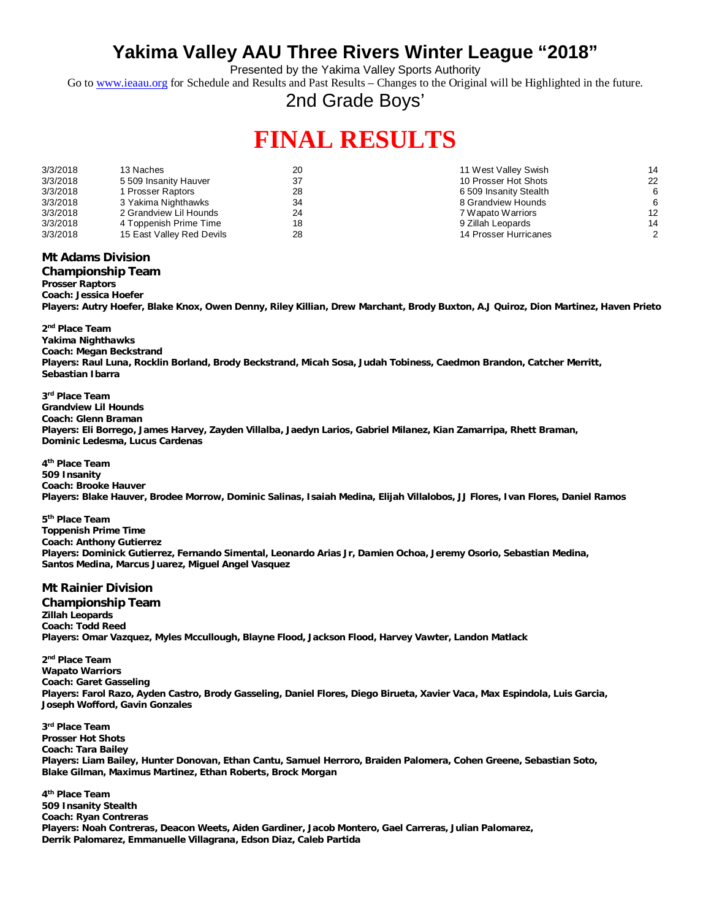# Yakima Valley AAU Three Rivers Winter League "2018"

Presented by the Yakima Valley Sports Authority

Go to www.ieaau.org for Schedule and Results and Past Results – Changes to the Original will be Highlighted in the future.

## 2nd Grade Boys'

# FINAL RESULTS

| Date | Team | Score | Team | Score |
|---|---|---|---|---|
| 3/3/2018 | 13 Naches | 20 | 11 West Valley Swish | 14 |
| 3/3/2018 | 5 509 Insanity Hauver | 37 | 10 Prosser Hot Shots | 22 |
| 3/3/2018 | 1 Prosser Raptors | 28 | 6 509 Insanity Stealth | 6 |
| 3/3/2018 | 3 Yakima Nighthawks | 34 | 8 Grandview Hounds | 6 |
| 3/3/2018 | 2 Grandview Lil Hounds | 24 | 7 Wapato Warriors | 12 |
| 3/3/2018 | 4 Toppenish Prime Time | 18 | 9 Zillah Leopards | 14 |
| 3/3/2018 | 15 East Valley Red Devils | 28 | 14 Prosser Hurricanes | 2 |

## Mt Adams Division

### Championship Team

**Prosser Raptors**
**Coach: Jessica Hoefer**
**Players: Autry Hoefer, Blake Knox, Owen Denny, Riley Killian, Drew Marchant, Brody Buxton, A.J Quiroz, Dion Martinez, Haven Prieto**

**2nd Place Team**
**Yakima Nighthawks**
**Coach: Megan Beckstrand**
**Players: Raul Luna, Rocklin Borland, Brody Beckstrand, Micah Sosa, Judah Tobiness, Caedmon Brandon, Catcher Merritt, Sebastian Ibarra**

**3rd Place Team**
**Grandview Lil Hounds**
**Coach: Glenn Braman**
**Players: Eli Borrego, James Harvey, Zayden Villalba, Jaedyn Larios, Gabriel Milanez, Kian Zamarripa, Rhett Braman, Dominic Ledesma, Lucus Cardenas**

**4th Place Team**
**509 Insanity**
**Coach: Brooke Hauver**
**Players: Blake Hauver, Brodee Morrow, Dominic Salinas, Isaiah Medina, Elijah Villalobos, JJ Flores, Ivan Flores, Daniel Ramos**

**5th Place Team**
**Toppenish Prime Time**
**Coach: Anthony Gutierrez**
**Players: Dominick Gutierrez, Fernando Simental, Leonardo Arias Jr, Damien Ochoa, Jeremy Osorio, Sebastian Medina, Santos Medina, Marcus Juarez, Miguel Angel Vasquez**

## Mt Rainier Division

### Championship Team

**Zillah Leopards**
**Coach: Todd Reed**
**Players: Omar Vazquez, Myles Mccullough, Blayne Flood, Jackson Flood, Harvey Vawter, Landon Matlack**

**2nd Place Team**
**Wapato Warriors**
**Coach: Garet Gasseling**
**Players: Farol Razo, Ayden Castro, Brody Gasseling, Daniel Flores, Diego Birueta, Xavier Vaca, Max Espindola, Luis Garcia, Joseph Wofford, Gavin Gonzales**

**3rd Place Team**
**Prosser Hot Shots**
**Coach: Tara Bailey**
**Players: Liam Bailey, Hunter Donovan, Ethan Cantu, Samuel Herroro, Braiden Palomera, Cohen Greene, Sebastian Soto, Blake Gilman, Maximus Martinez, Ethan Roberts, Brock Morgan**

**4th Place Team**
**509 Insanity Stealth**
**Coach: Ryan Contreras**
**Players: Noah Contreras, Deacon Weets, Aiden Gardiner, Jacob Montero, Gael Carreras, Julian Palomarez, Derrik Palomarez, Emmanuelle Villagrana, Edson Diaz, Caleb Partida**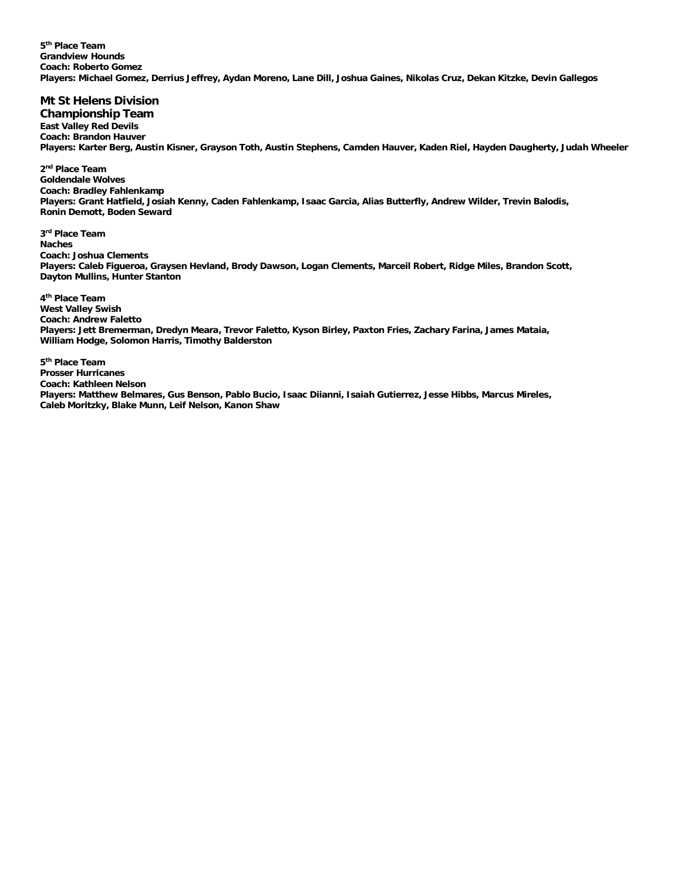**5th Place Team**
**Grandview Hounds**
**Coach: Roberto Gomez**
**Players: Michael Gomez, Derrius Jeffrey, Aydan Moreno, Lane Dill, Joshua Gaines, Nikolas Cruz, Dekan Kitzke, Devin Gallegos**

## Mt St Helens Division

### Championship Team

**East Valley Red Devils**
**Coach: Brandon Hauver**
**Players: Karter Berg, Austin Kisner, Grayson Toth, Austin Stephens, Camden Hauver, Kaden Riel, Hayden Daugherty, Judah Wheeler**

**2nd Place Team**
**Goldendale Wolves**
**Coach: Bradley Fahlenkamp**
**Players: Grant Hatfield, Josiah Kenny, Caden Fahlenkamp, Isaac Garcia, Alias Butterfly, Andrew Wilder, Trevin Balodis, Ronin Demott, Boden Seward**

**3rd Place Team**
**Naches**
**Coach: Joshua Clements**
**Players: Caleb Figueroa, Graysen Hevland, Brody Dawson, Logan Clements, Marceil Robert, Ridge Miles, Brandon Scott, Dayton Mullins, Hunter Stanton**

**4th Place Team**
**West Valley Swish**
**Coach: Andrew Faletto**
**Players: Jett Bremerman, Dredyn Meara, Trevor Faletto, Kyson Birley, Paxton Fries, Zachary Farina, James Mataia, William Hodge, Solomon Harris, Timothy Balderston**

**5th Place Team**
**Prosser Hurricanes**
**Coach: Kathleen Nelson**
**Players: Matthew Belmares, Gus Benson, Pablo Bucio, Isaac Diianni, Isaiah Gutierrez, Jesse Hibbs, Marcus Mireles, Caleb Moritzky, Blake Munn, Leif Nelson, Kanon Shaw**